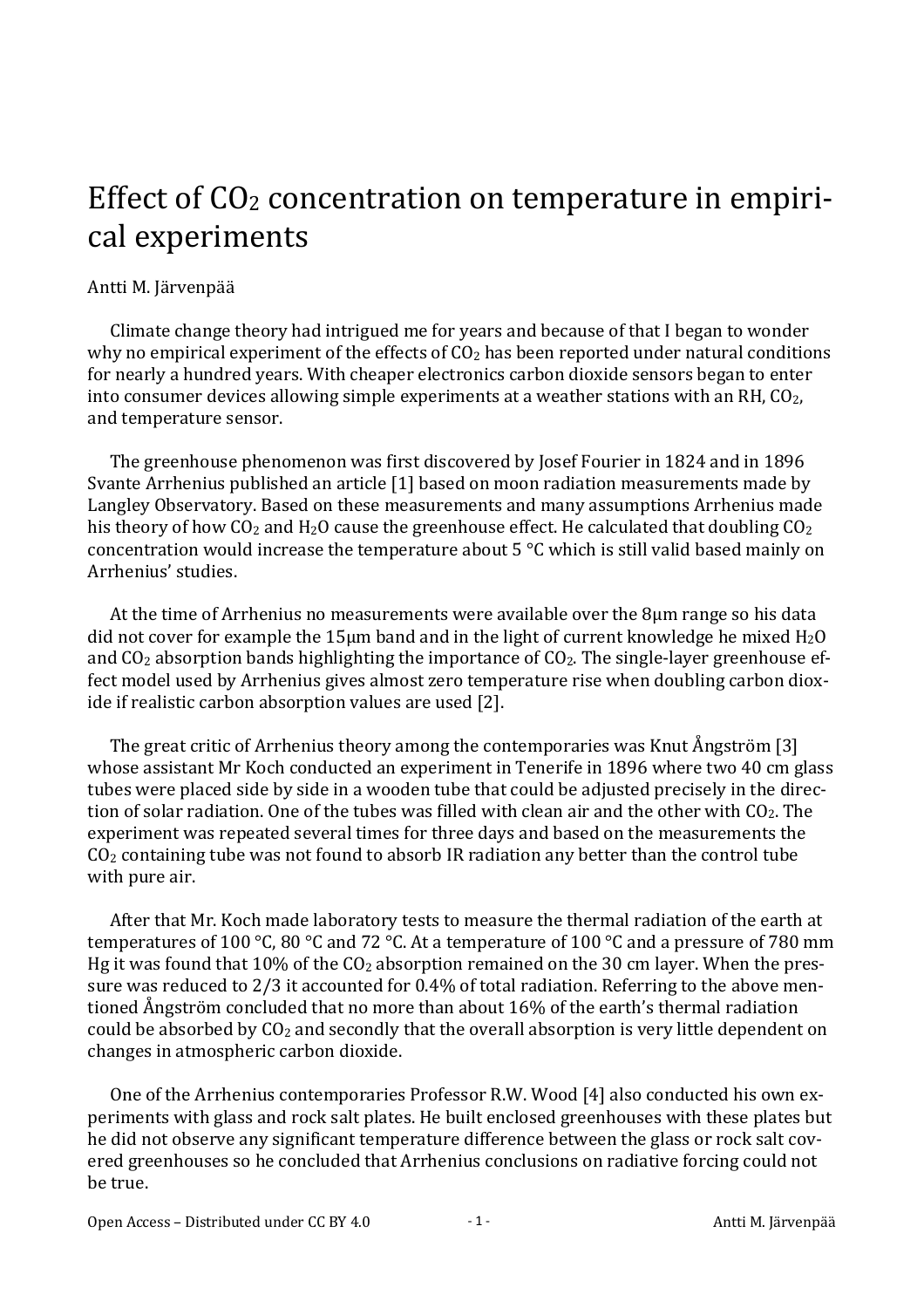# Effect of $CO_2$ concentration on temperature in empirical experiments

Antti M. Järvenpää

Climate change theory had intrigued me for years and because of that I began to wonder why no empirical experiment of the effects of $CO_2$ has been reported under natural conditions for nearly a hundred years. With cheaper electronics carbon dioxide sensors began to enter into consumer devices allowing simple experiments at a weather stations with an RH, $CO_2$, and temperature sensor.

The greenhouse phenomenon was first discovered by Josef Fourier in 1824 and in 1896 Svante Arrhenius published an article [1] based on moon radiation measurements made by Langley Observatory. Based on these measurements and many assumptions Arrhenius made his theory of how $CO_2$ and $H_2O$ cause the greenhouse effect. He calculated that doubling $CO_2$ concentration would increase the temperature about 5 °C which is still valid based mainly on Arrhenius' studies.

At the time of Arrhenius no measurements were available over the 8μm range so his data did not cover for example the 15μm band and in the light of current knowledge he mixed $H_2O$ and $CO_2$ absorption bands highlighting the importance of $CO_2$. The single-layer greenhouse effect model used by Arrhenius gives almost zero temperature rise when doubling carbon dioxide if realistic carbon absorption values are used [2].

The great critic of Arrhenius theory among the contemporaries was Knut Ångström [3] whose assistant Mr Koch conducted an experiment in Tenerife in 1896 where two 40 cm glass tubes were placed side by side in a wooden tube that could be adjusted precisely in the direction of solar radiation. One of the tubes was filled with clean air and the other with $CO_2$. The experiment was repeated several times for three days and based on the measurements the $CO_2$ containing tube was not found to absorb IR radiation any better than the control tube with pure air.

After that Mr. Koch made laboratory tests to measure the thermal radiation of the earth at temperatures of 100 °C, 80 °C and 72 °C. At a temperature of 100 °C and a pressure of 780 mm Hg it was found that 10% of the $CO_2$ absorption remained on the 30 cm layer. When the pressure was reduced to 2/3 it accounted for 0.4% of total radiation. Referring to the above mentioned Ångström concluded that no more than about 16% of the earth's thermal radiation could be absorbed by $CO_2$ and secondly that the overall absorption is very little dependent on changes in atmospheric carbon dioxide.

One of the Arrhenius contemporaries Professor R.W. Wood [4] also conducted his own experiments with glass and rock salt plates. He built enclosed greenhouses with these plates but he did not observe any significant temperature difference between the glass or rock salt covered greenhouses so he concluded that Arrhenius conclusions on radiative forcing could not be true.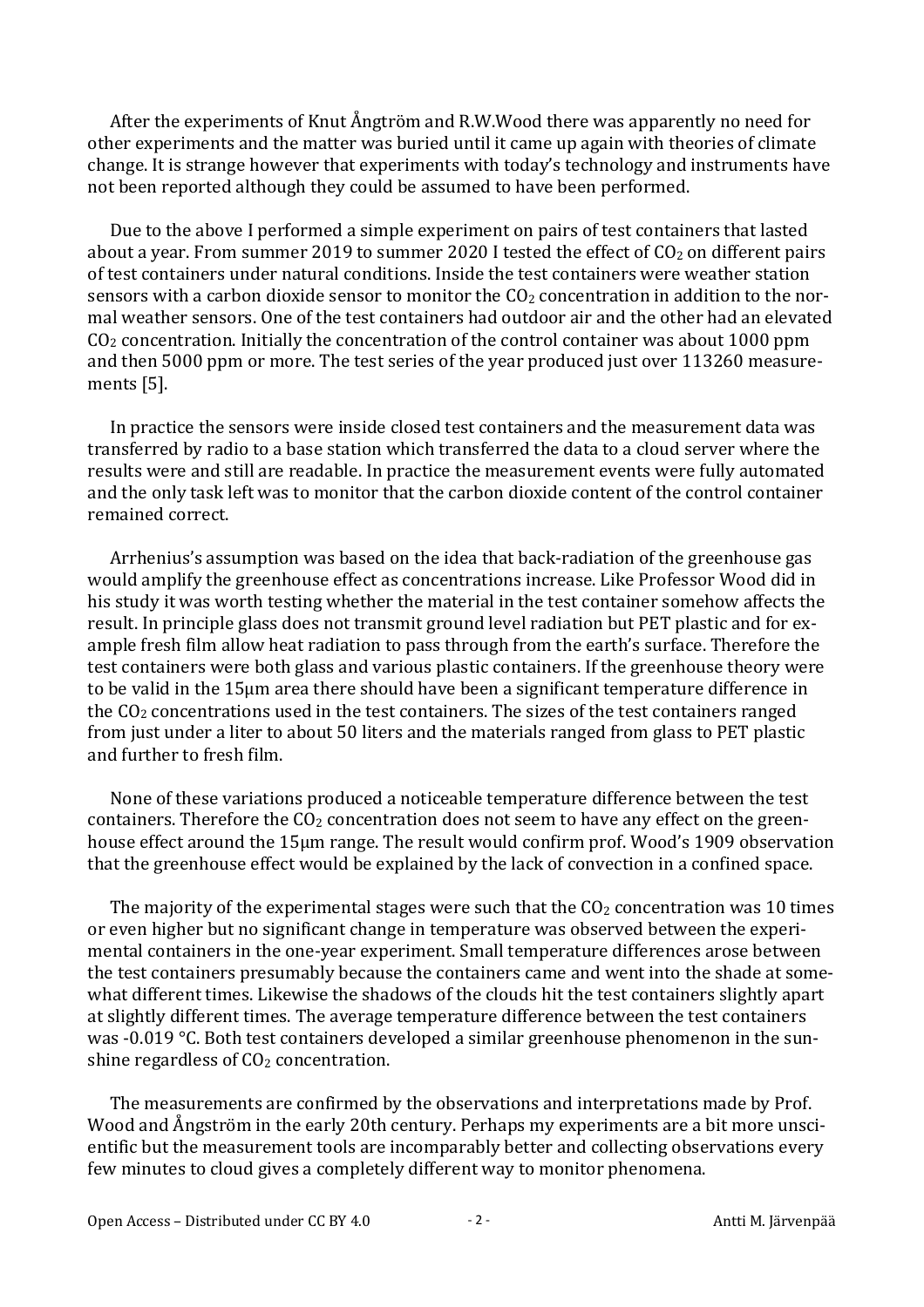After the experiments of Knut Ångtröm and R.W.Wood there was apparently no need for other experiments and the matter was buried until it came up again with theories of climate change. It is strange however that experiments with today's technology and instruments have not been reported although they could be assumed to have been performed.

Due to the above I performed a simple experiment on pairs of test containers that lasted about a year. From summer 2019 to summer 2020 I tested the effect of $CO_2$ on different pairs of test containers under natural conditions. Inside the test containers were weather station sensors with a carbon dioxide sensor to monitor the $CO_2$ concentration in addition to the normal weather sensors. One of the test containers had outdoor air and the other had an elevated $CO_2$ concentration. Initially the concentration of the control container was about 1000 ppm and then 5000 ppm or more. The test series of the year produced just over 113260 measurements [5].

In practice the sensors were inside closed test containers and the measurement data was transferred by radio to a base station which transferred the data to a cloud server where the results were and still are readable. In practice the measurement events were fully automated and the only task left was to monitor that the carbon dioxide content of the control container remained correct.

Arrhenius's assumption was based on the idea that back-radiation of the greenhouse gas would amplify the greenhouse effect as concentrations increase. Like Professor Wood did in his study it was worth testing whether the material in the test container somehow affects the result. In principle glass does not transmit ground level radiation but PET plastic and for example fresh film allow heat radiation to pass through from the earth's surface. Therefore the test containers were both glass and various plastic containers. If the greenhouse theory were to be valid in the 15µm area there should have been a significant temperature difference in the $CO_2$ concentrations used in the test containers. The sizes of the test containers ranged from just under a liter to about 50 liters and the materials ranged from glass to PET plastic and further to fresh film.

None of these variations produced a noticeable temperature difference between the test containers. Therefore the $CO_2$ concentration does not seem to have any effect on the greenhouse effect around the 15µm range. The result would confirm prof. Wood's 1909 observation that the greenhouse effect would be explained by the lack of convection in a confined space.

The majority of the experimental stages were such that the $CO_2$ concentration was 10 times or even higher but no significant change in temperature was observed between the experimental containers in the one-year experiment. Small temperature differences arose between the test containers presumably because the containers came and went into the shade at somewhat different times. Likewise the shadows of the clouds hit the test containers slightly apart at slightly different times. The average temperature difference between the test containers was -0.019 °C. Both test containers developed a similar greenhouse phenomenon in the sunshine regardless of $CO_2$ concentration.

The measurements are confirmed by the observations and interpretations made by Prof. Wood and Ångström in the early 20th century. Perhaps my experiments are a bit more unscientific but the measurement tools are incomparably better and collecting observations every few minutes to cloud gives a completely different way to monitor phenomena.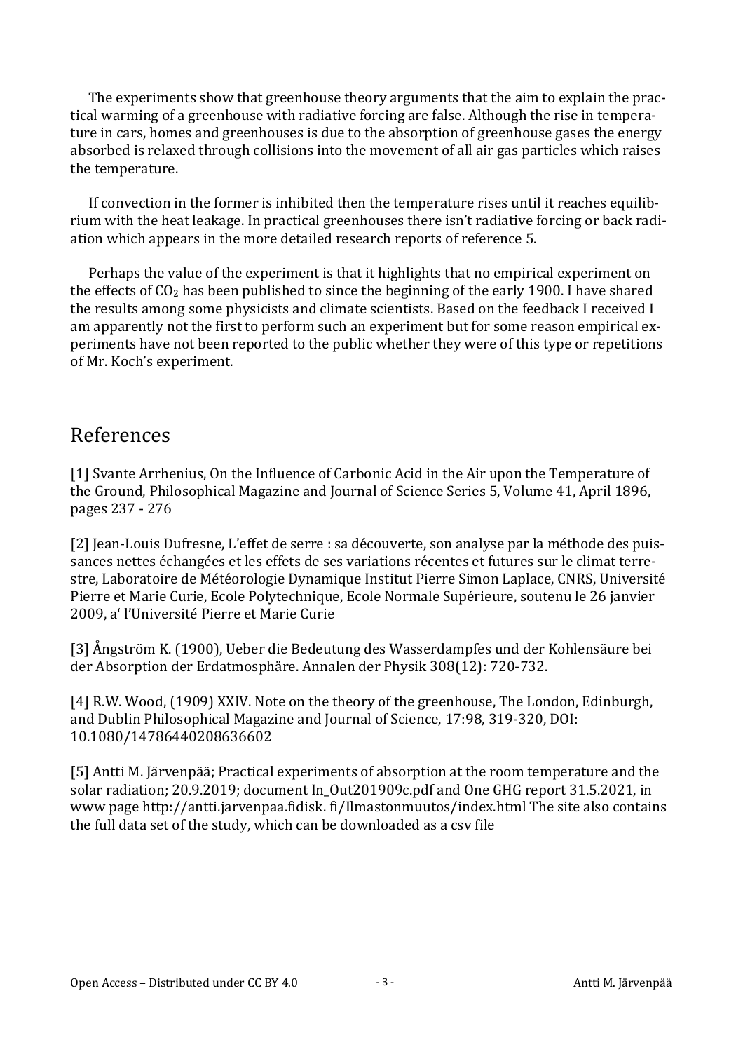The experiments show that greenhouse theory arguments that the aim to explain the practical warming of a greenhouse with radiative forcing are false. Although the rise in temperature in cars, homes and greenhouses is due to the absorption of greenhouse gases the energy absorbed is relaxed through collisions into the movement of all air gas particles which raises the temperature.

If convection in the former is inhibited then the temperature rises until it reaches equilibrium with the heat leakage. In practical greenhouses there isn't radiative forcing or back radiation which appears in the more detailed research reports of reference 5.

Perhaps the value of the experiment is that it highlights that no empirical experiment on the effects of $CO_2$ has been published to since the beginning of the early 1900. I have shared the results among some physicists and climate scientists. Based on the feedback I received I am apparently not the first to perform such an experiment but for some reason empirical experiments have not been reported to the public whether they were of this type or repetitions of Mr. Koch's experiment.

# References

[1] Svante Arrhenius, On the Influence of Carbonic Acid in the Air upon the Temperature of the Ground, Philosophical Magazine and Journal of Science Series 5, Volume 41, April 1896, pages 237 - 276

[2] Jean-Louis Dufresne, L'effet de serre : sa découverte, son analyse par la méthode des puissances nettes échangées et les effets de ses variations récentes et futures sur le climat terrestre, Laboratoire de Météorologie Dynamique Institut Pierre Simon Laplace, CNRS, Université Pierre et Marie Curie, Ecole Polytechnique, Ecole Normale Supérieure, soutenu le 26 janvier 2009, a' l'Université Pierre et Marie Curie

[3] Ångström K. (1900), Ueber die Bedeutung des Wasserdampfes und der Kohlensäure bei der Absorption der Erdatmosphäre. Annalen der Physik 308(12): 720-732.

[4] R.W. Wood, (1909) XXIV. Note on the theory of the greenhouse, The London, Edinburgh, and Dublin Philosophical Magazine and Journal of Science, 17:98, 319-320, DOI: 10.1080/14786440208636602

[5] Antti M. Järvenpää; Practical experiments of absorption at the room temperature and the solar radiation; 20.9.2019; document In_Out201909c.pdf and One GHG report 31.5.2021, in www page http://antti.jarvenpaa.fidisk. fi/Ilmastonmuutos/index.html The site also contains the full data set of the study, which can be downloaded as a csv file